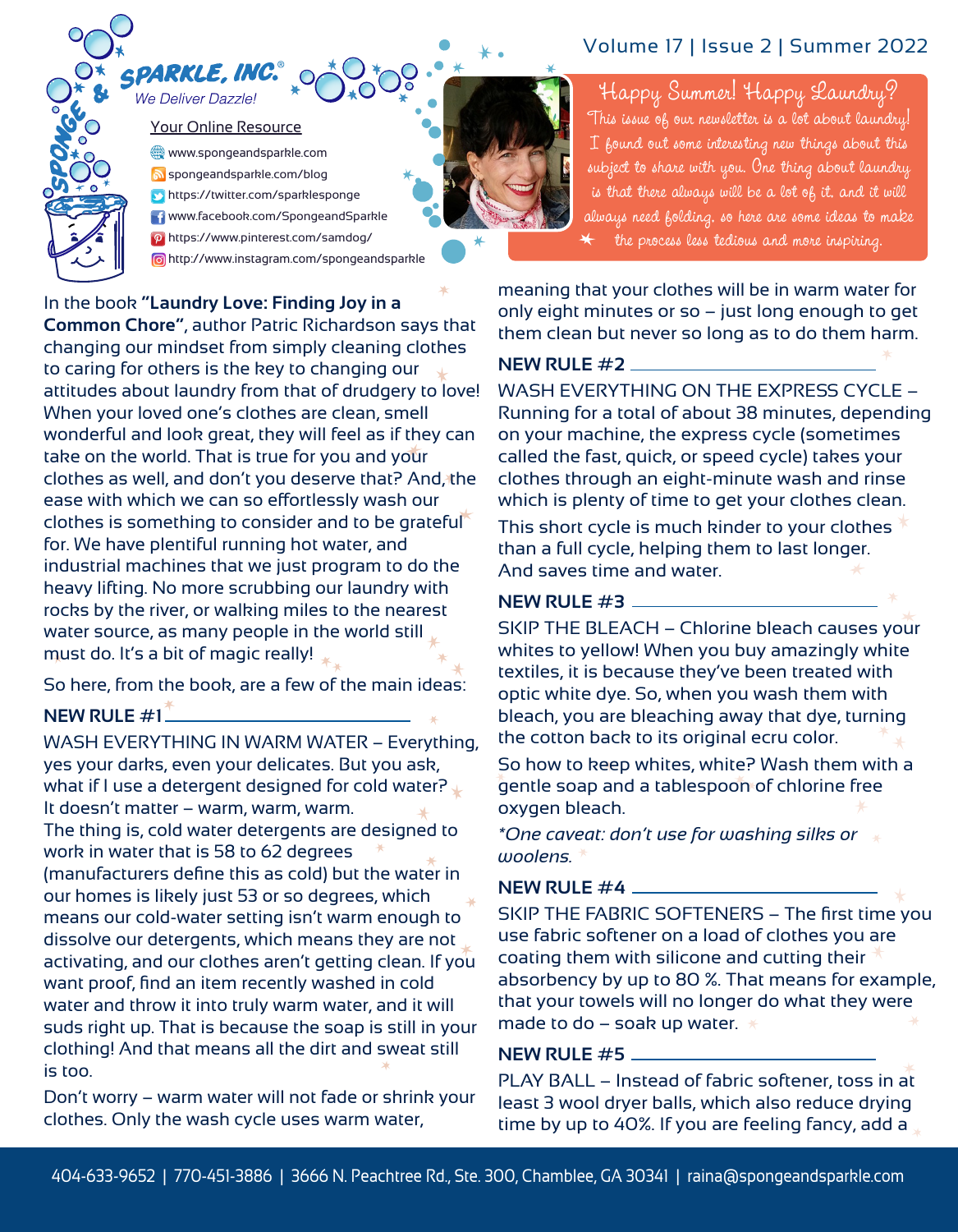# SPONGE & SPARKLE, INC.®

*We Deliver Dazzle!*

Volume 17 | Issue 2 | Summer 2022

## Your Online Resource

- www.spongeandsparkle.com
- spongeandsparkle.com/blog
- https://twitter.com/sparklesponge
- www.facebook.com/SpongeandSparkle
- https://www.pinterest.com/samdog/
- http://www.instagram.com/spongeandsparkle

## Happy Summer! Happy Laundry?

This issue of our newsletter is a lot about laundry! I found out some interesting new things about this subject to share with you. One thing about laundry is that there always will be a lot of it, and it will always need folding, so here are some ideas to make the process less tedious and more inspiring.

In the book **"Laundry Love: Finding Joy in a Common Chore"**, author Patric Richardson says that changing our mindset from simply cleaning clothes to caring for others is the key to changing our attitudes about laundry from that of drudgery to love! When your loved one's clothes are clean, smell wonderful and look great, they will feel as if they can take on the world. That is true for you and your clothes as well, and don't you deserve that? And, the ease with which we can so effortlessly wash our clothes is something to consider and to be grateful for. We have plentiful running hot water, and industrial machines that we just program to do the heavy lifting. No more scrubbing our laundry with rocks by the river, or walking miles to the nearest water source, as many people in the world still must do. It's a bit of magic really!

So here, from the book, are a few of the main ideas:

### NEW RULE #1

WASH EVERYTHING IN WARM WATER – Everything, yes your darks, even your delicates. But you ask, what if I use a detergent designed for cold water? It doesn't matter – warm, warm, warm.
The thing is, cold water detergents are designed to work in water that is 58 to 62 degrees (manufacturers define this as cold) but the water in our homes is likely just 53 or so degrees, which means our cold-water setting isn't warm enough to dissolve our detergents, which means they are not activating, and our clothes aren't getting clean. If you want proof, find an item recently washed in cold water and throw it into truly warm water, and it will suds right up. That is because the soap is still in your clothing! And that means all the dirt and sweat still is too.

Don't worry – warm water will not fade or shrink your clothes. Only the wash cycle uses warm water, meaning that your clothes will be in warm water for only eight minutes or so – just long enough to get them clean but never so long as to do them harm.

### NEW RULE #2

WASH EVERYTHING ON THE EXPRESS CYCLE – Running for a total of about 38 minutes, depending on your machine, the express cycle (sometimes called the fast, quick, or speed cycle) takes your clothes through an eight-minute wash and rinse which is plenty of time to get your clothes clean.

This short cycle is much kinder to your clothes than a full cycle, helping them to last longer. And saves time and water.

### NEW RULE #3

SKIP THE BLEACH – Chlorine bleach causes your whites to yellow! When you buy amazingly white textiles, it is because they've been treated with optic white dye. So, when you wash them with bleach, you are bleaching away that dye, turning the cotton back to its original ecru color.

So how to keep whites, white? Wash them with a gentle soap and a tablespoon of chlorine free oxygen bleach.

*\*One caveat: don't use for washing silks or woolens.*

### NEW RULE #4

SKIP THE FABRIC SOFTENERS – The first time you use fabric softener on a load of clothes you are coating them with silicone and cutting their absorbency by up to 80 %. That means for example, that your towels will no longer do what they were made to do – soak up water.

### NEW RULE #5

PLAY BALL – Instead of fabric softener, toss in at least 3 wool dryer balls, which also reduce drying time by up to 40%. If you are feeling fancy, add a

404-633-9652 | 770-451-3886 | 3666 N. Peachtree Rd., Ste. 300, Chamblee, GA 30341 | raina@spongeandsparkle.com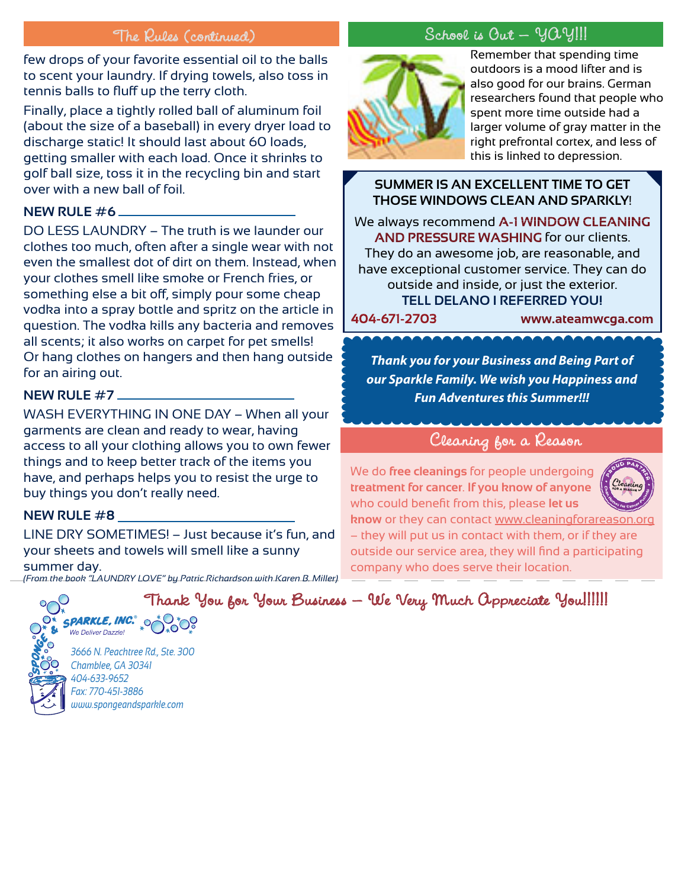## The Rules (continued)

few drops of your favorite essential oil to the balls to scent your laundry. If drying towels, also toss in tennis balls to fluff up the terry cloth.

Finally, place a tightly rolled ball of aluminum foil (about the size of a baseball) in every dryer load to discharge static! It should last about 60 loads, getting smaller with each load. Once it shrinks to golf ball size, toss it in the recycling bin and start over with a new ball of foil.

**NEW RULE #6**

DO LESS LAUNDRY – The truth is we launder our clothes too much, often after a single wear with not even the smallest dot of dirt on them. Instead, when your clothes smell like smoke or French fries, or something else a bit off, simply pour some cheap vodka into a spray bottle and spritz on the article in question. The vodka kills any bacteria and removes all scents; it also works on carpet for pet smells! Or hang clothes on hangers and then hang outside for an airing out.

**NEW RULE #7**

WASH EVERYTHING IN ONE DAY – When all your garments are clean and ready to wear, having access to all your clothing allows you to own fewer things and to keep better track of the items you have, and perhaps helps you to resist the urge to buy things you don't really need.

**NEW RULE #8**

LINE DRY SOMETIMES! – Just because it's fun, and your sheets and towels will smell like a sunny summer day.

*(From the book "LAUNDRY LOVE" by Patric Richardson with Karen B. Miller)*

## School is Out – YAY!!!

Remember that spending time outdoors is a mood lifter and is also good for our brains. German researchers found that people who spent more time outside had a larger volume of gray matter in the right prefrontal cortex, and less of this is linked to depression.

**SUMMER IS AN EXCELLENT TIME TO GET THOSE WINDOWS CLEAN AND SPARKLY!**

We always recommend **A-1 WINDOW CLEANING AND PRESSURE WASHING** for our clients. They do an awesome job, are reasonable, and have exceptional customer service. They can do outside and inside, or just the exterior.

**TELL DELANO I REFERRED YOU!**

**404-671-2703** **www.ateamwcga.com**

***Thank you for your Business and Being Part of our Sparkle Family. We wish you Happiness and Fun Adventures this Summer!!!***

## Cleaning for a Reason

We do **free cleanings** for people undergoing **treatment for cancer. If you know of anyone** who could benefit from this, please **let us know** or they can contact www.cleaningforareason.org – they will put us in contact with them, or if they are outside our service area, they will find a participating company who does serve their location.

**Thank You for Your Business – We Very Much Appreciate You!!!!!!**

SPONGE & SPARKLE, INC.®
*We Deliver Dazzle!*

3666 N. Peachtree Rd., Ste. 300
Chamblee, GA 30341
404-633-9652
Fax: 770-451-3886
www.spongeandsparkle.com